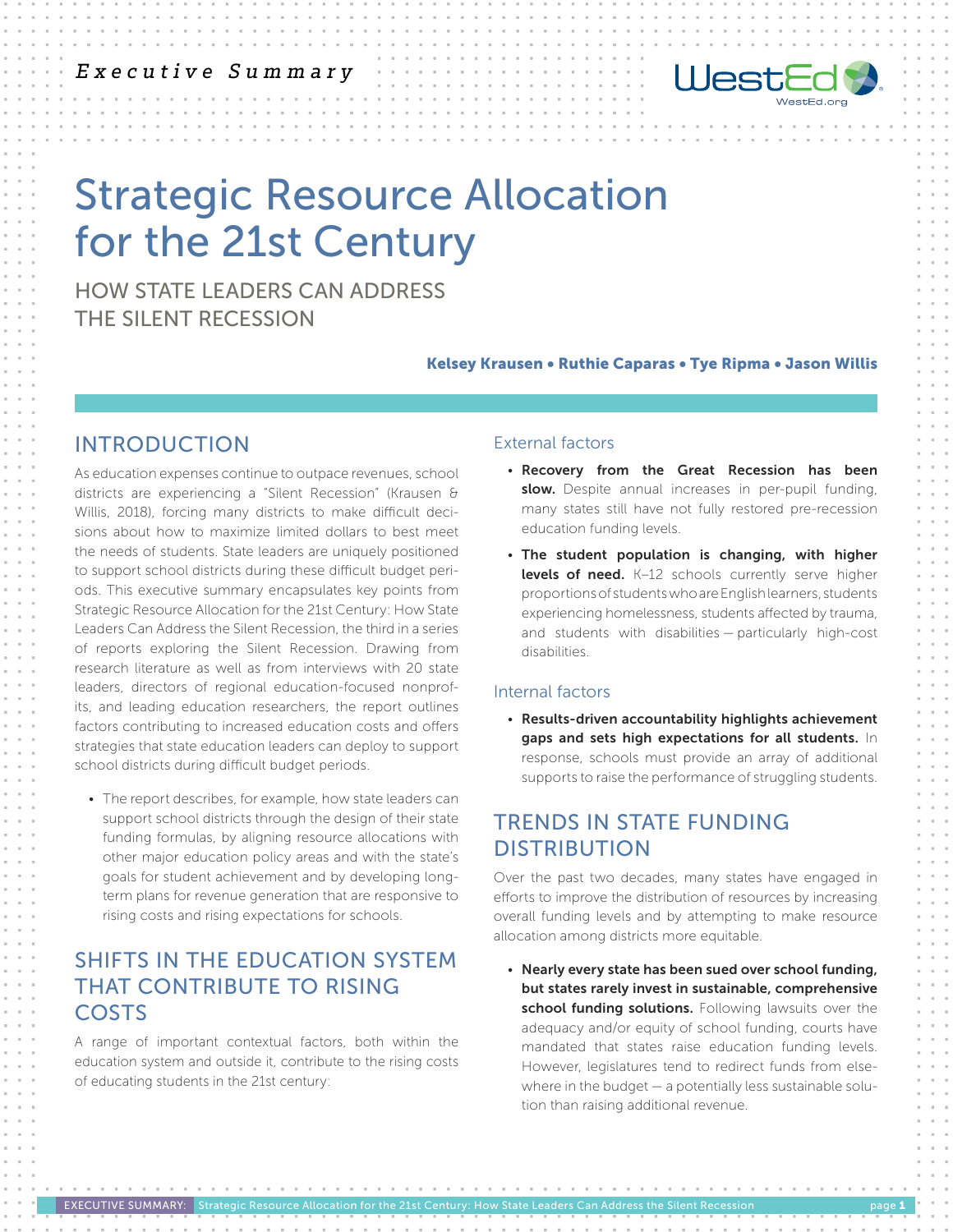*Executive Summary*

# Strategic Resource Allocation for the 21st Century

## HOW STATE LEADERS CAN ADDRESS THE SILENT RECESSION

**Kelsey Krausen • Ruthie Caparas • Tye Ripma • Jason Willis**

## INTRODUCTION

As education expenses continue to outpace revenues, school districts are experiencing a "Silent Recession" (Krausen & Willis, 2018), forcing many districts to make difficult decisions about how to maximize limited dollars to best meet the needs of students. State leaders are uniquely positioned to support school districts during these difficult budget periods. This executive summary encapsulates key points from Strategic Resource Allocation for the 21st Century: How State Leaders Can Address the Silent Recession, the third in a series of reports exploring the Silent Recession. Drawing from research literature as well as from interviews with 20 state leaders, directors of regional education-focused nonprofits, and leading education researchers, the report outlines factors contributing to increased education costs and offers strategies that state education leaders can deploy to support school districts during difficult budget periods.

- The report describes, for example, how state leaders can support school districts through the design of their state funding formulas, by aligning resource allocations with other major education policy areas and with the state's goals for student achievement and by developing long-term plans for revenue generation that are responsive to rising costs and rising expectations for schools.

## SHIFTS IN THE EDUCATION SYSTEM THAT CONTRIBUTE TO RISING COSTS

A range of important contextual factors, both within the education system and outside it, contribute to the rising costs of educating students in the 21st century:

### External factors

- **Recovery from the Great Recession has been slow.** Despite annual increases in per-pupil funding, many states still have not fully restored pre-recession education funding levels.
- **The student population is changing, with higher levels of need.** K–12 schools currently serve higher proportions of students who are English learners, students experiencing homelessness, students affected by trauma, and students with disabilities — particularly high-cost disabilities.

### Internal factors

- **Results-driven accountability highlights achievement gaps and sets high expectations for all students.** In response, schools must provide an array of additional supports to raise the performance of struggling students.

## TRENDS IN STATE FUNDING DISTRIBUTION

Over the past two decades, many states have engaged in efforts to improve the distribution of resources by increasing overall funding levels and by attempting to make resource allocation among districts more equitable.

- **Nearly every state has been sued over school funding, but states rarely invest in sustainable, comprehensive school funding solutions.** Following lawsuits over the adequacy and/or equity of school funding, courts have mandated that states raise education funding levels. However, legislatures tend to redirect funds from elsewhere in the budget — a potentially less sustainable solution than raising additional revenue.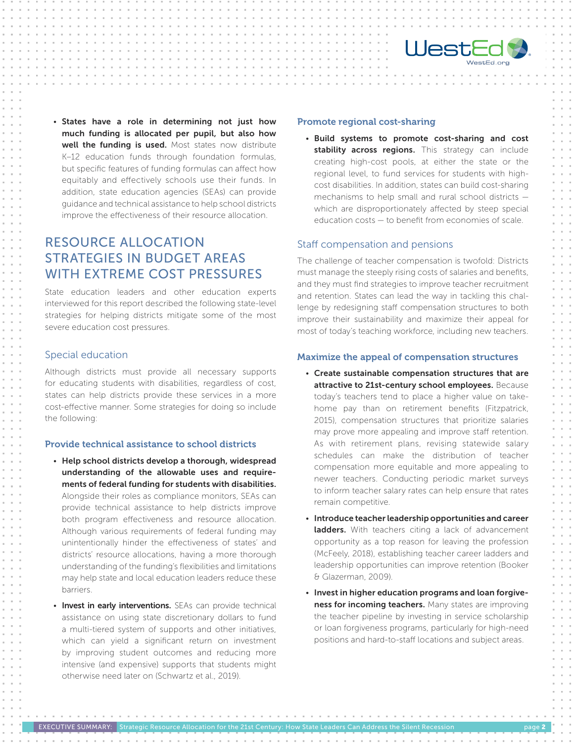- **States have a role in determining not just how much funding is allocated per pupil, but also how well the funding is used.** Most states now distribute K–12 education funds through foundation formulas, but specific features of funding formulas can affect how equitably and effectively schools use their funds. In addition, state education agencies (SEAs) can provide guidance and technical assistance to help school districts improve the effectiveness of their resource allocation.

## RESOURCE ALLOCATION STRATEGIES IN BUDGET AREAS WITH EXTREME COST PRESSURES

State education leaders and other education experts interviewed for this report described the following state-level strategies for helping districts mitigate some of the most severe education cost pressures.

### Special education

Although districts must provide all necessary supports for educating students with disabilities, regardless of cost, states can help districts provide these services in a more cost-effective manner. Some strategies for doing so include the following:

#### Provide technical assistance to school districts

- **Help school districts develop a thorough, widespread understanding of the allowable uses and requirements of federal funding for students with disabilities.** Alongside their roles as compliance monitors, SEAs can provide technical assistance to help districts improve both program effectiveness and resource allocation. Although various requirements of federal funding may unintentionally hinder the effectiveness of states' and districts' resource allocations, having a more thorough understanding of the funding's flexibilities and limitations may help state and local education leaders reduce these barriers.
- **Invest in early interventions.** SEAs can provide technical assistance on using state discretionary dollars to fund a multi-tiered system of supports and other initiatives, which can yield a significant return on investment by improving student outcomes and reducing more intensive (and expensive) supports that students might otherwise need later on (Schwartz et al., 2019).

#### Promote regional cost-sharing

- **Build systems to promote cost-sharing and cost stability across regions.** This strategy can include creating high-cost pools, at either the state or the regional level, to fund services for students with high-cost disabilities. In addition, states can build cost-sharing mechanisms to help small and rural school districts — which are disproportionately affected by steep special education costs — to benefit from economies of scale.

### Staff compensation and pensions

The challenge of teacher compensation is twofold: Districts must manage the steeply rising costs of salaries and benefits, and they must find strategies to improve teacher recruitment and retention. States can lead the way in tackling this challenge by redesigning staff compensation structures to both improve their sustainability and maximize their appeal for most of today's teaching workforce, including new teachers.

#### Maximize the appeal of compensation structures

- **Create sustainable compensation structures that are attractive to 21st-century school employees.** Because today's teachers tend to place a higher value on take-home pay than on retirement benefits (Fitzpatrick, 2015), compensation structures that prioritize salaries may prove more appealing and improve staff retention. As with retirement plans, revising statewide salary schedules can make the distribution of teacher compensation more equitable and more appealing to newer teachers. Conducting periodic market surveys to inform teacher salary rates can help ensure that rates remain competitive.
- **Introduce teacher leadership opportunities and career ladders.** With teachers citing a lack of advancement opportunity as a top reason for leaving the profession (McFeely, 2018), establishing teacher career ladders and leadership opportunities can improve retention (Booker & Glazerman, 2009).
- **Invest in higher education programs and loan forgiveness for incoming teachers.** Many states are improving the teacher pipeline by investing in service scholarship or loan forgiveness programs, particularly for high-need positions and hard-to-staff locations and subject areas.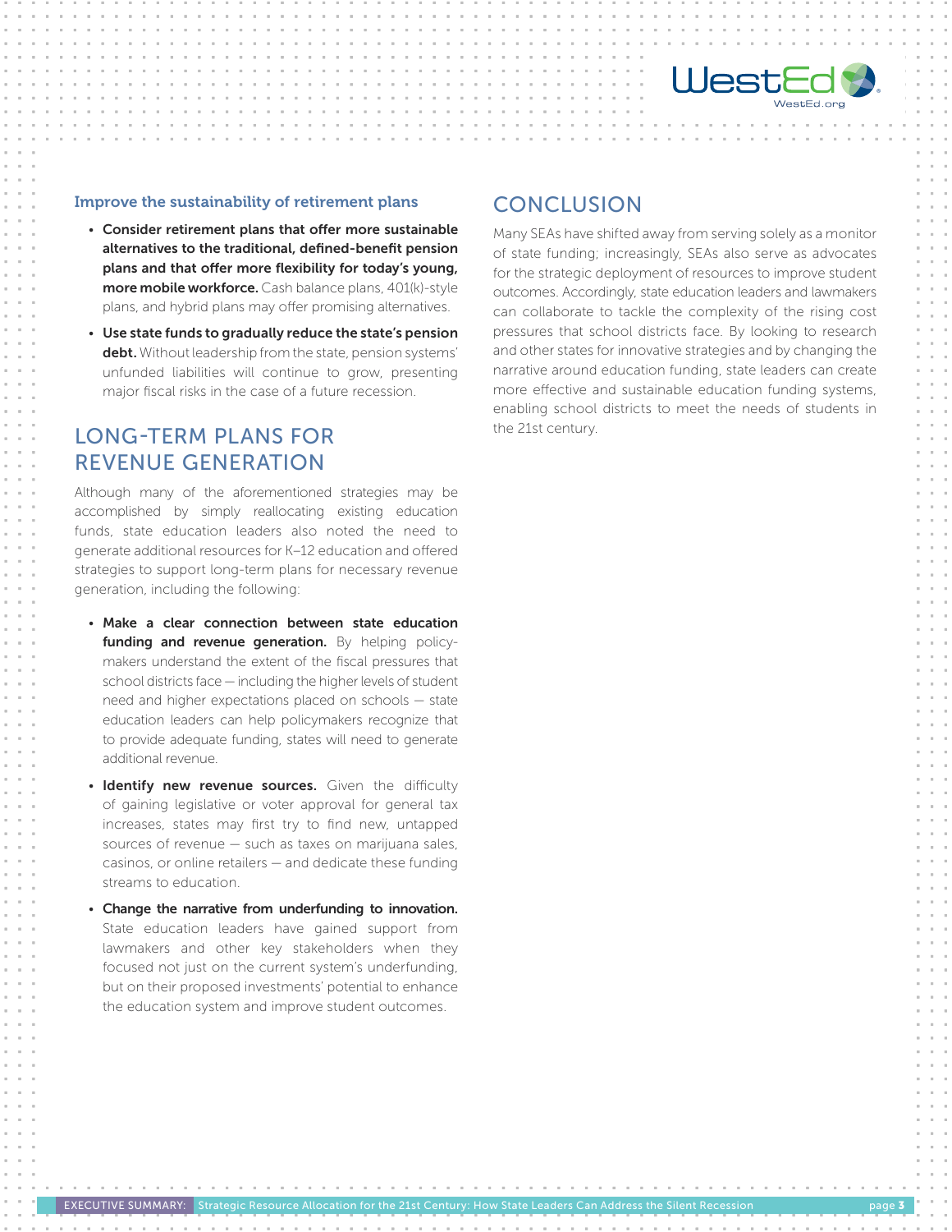### Improve the sustainability of retirement plans

- **Consider retirement plans that offer more sustainable alternatives to the traditional, defined-benefit pension plans and that offer more flexibility for today's young, more mobile workforce.** Cash balance plans, 401(k)-style plans, and hybrid plans may offer promising alternatives.
- **Use state funds to gradually reduce the state's pension debt.** Without leadership from the state, pension systems' unfunded liabilities will continue to grow, presenting major fiscal risks in the case of a future recession.

## LONG-TERM PLANS FOR REVENUE GENERATION

Although many of the aforementioned strategies may be accomplished by simply reallocating existing education funds, state education leaders also noted the need to generate additional resources for K–12 education and offered strategies to support long-term plans for necessary revenue generation, including the following:

- **Make a clear connection between state education funding and revenue generation.** By helping policymakers understand the extent of the fiscal pressures that school districts face — including the higher levels of student need and higher expectations placed on schools — state education leaders can help policymakers recognize that to provide adequate funding, states will need to generate additional revenue.
- **Identify new revenue sources.** Given the difficulty of gaining legislative or voter approval for general tax increases, states may first try to find new, untapped sources of revenue — such as taxes on marijuana sales, casinos, or online retailers — and dedicate these funding streams to education.
- **Change the narrative from underfunding to innovation.** State education leaders have gained support from lawmakers and other key stakeholders when they focused not just on the current system's underfunding, but on their proposed investments' potential to enhance the education system and improve student outcomes.

## CONCLUSION

Many SEAs have shifted away from serving solely as a monitor of state funding; increasingly, SEAs also serve as advocates for the strategic deployment of resources to improve student outcomes. Accordingly, state education leaders and lawmakers can collaborate to tackle the complexity of the rising cost pressures that school districts face. By looking to research and other states for innovative strategies and by changing the narrative around education funding, state leaders can create more effective and sustainable education funding systems, enabling school districts to meet the needs of students in the 21st century.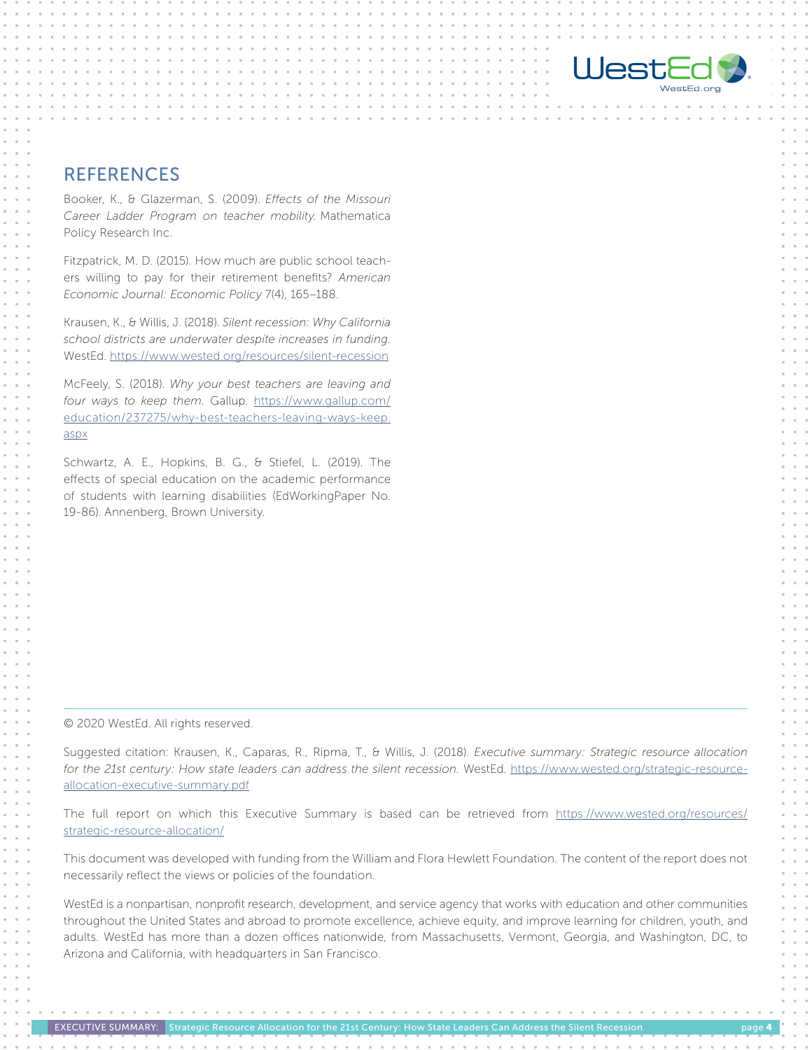## REFERENCES

Booker, K., & Glazerman, S. (2009). *Effects of the Missouri Career Ladder Program on teacher mobility.* Mathematica Policy Research Inc.

Fitzpatrick, M. D. (2015). How much are public school teachers willing to pay for their retirement benefits? *American Economic Journal: Economic Policy* 7(4), 165–188.

Krausen, K., & Willis, J. (2018). *Silent recession: Why California school districts are underwater despite increases in funding.* WestEd. https://www.wested.org/resources/silent-recession

McFeely, S. (2018). *Why your best teachers are leaving and four ways to keep them.* Gallup. https://www.gallup.com/education/237275/why-best-teachers-leaving-ways-keep.aspx

Schwartz, A. E., Hopkins, B. G., & Stiefel, L. (2019). The effects of special education on the academic performance of students with learning disabilities (EdWorkingPaper No. 19-86). Annenberg, Brown University.

---

© 2020 WestEd. All rights reserved.

Suggested citation: Krausen, K., Caparas, R., Ripma, T., & Willis, J. (2018). *Executive summary: Strategic resource allocation for the 21st century: How state leaders can address the silent recession.* WestEd. https://www.wested.org/strategic-resource-allocation-executive-summary.pdf

The full report on which this Executive Summary is based can be retrieved from https://www.wested.org/resources/strategic-resource-allocation/

This document was developed with funding from the William and Flora Hewlett Foundation. The content of the report does not necessarily reflect the views or policies of the foundation.

WestEd is a nonpartisan, nonprofit research, development, and service agency that works with education and other communities throughout the United States and abroad to promote excellence, achieve equity, and improve learning for children, youth, and adults. WestEd has more than a dozen offices nationwide, from Massachusetts, Vermont, Georgia, and Washington, DC, to Arizona and California, with headquarters in San Francisco.